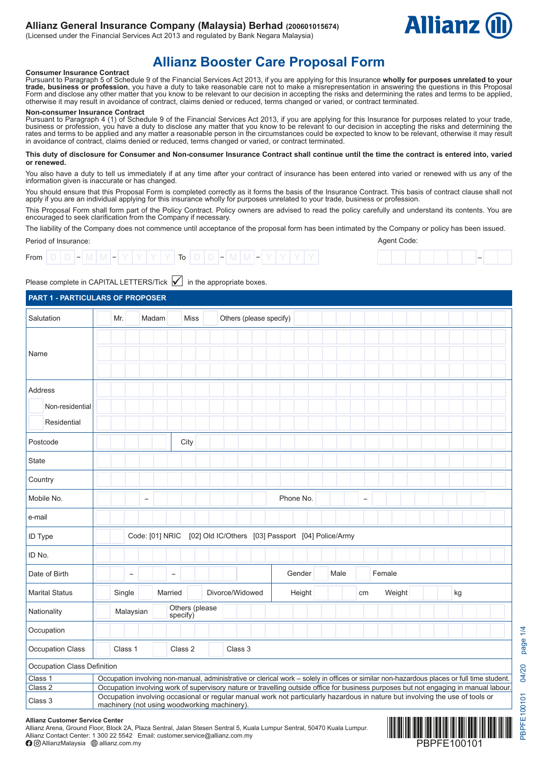**Allianz General Insurance Company (Malaysia) Berhad (200601015674)**
(Licensed under the Financial Services Act 2013 and regulated by Bank Negara Malaysia)

# Allianz Booster Care Proposal Form

**Consumer Insurance Contract**
Pursuant to Paragraph 5 of Schedule 9 of the Financial Services Act 2013, if you are applying for this Insurance **wholly for purposes unrelated to your trade, business or profession**, you have a duty to take reasonable care not to make a misrepresentation in answering the questions in this Proposal Form and disclose any other matter that you know to be relevant to our decision in accepting the risks and determining the rates and terms to be applied, otherwise it may result in avoidance of contract, claims denied or reduced, terms changed or varied, or contract terminated.

**Non-consumer Insurance Contract**
Pursuant to Paragraph 4 (1) of Schedule 9 of the Financial Services Act 2013, if you are applying for this Insurance for purposes related to your trade, business or profession, you have a duty to disclose any matter that you know to be relevant to our decision in accepting the risks and determining the rates and terms to be applied and any matter a reasonable person in the circumstances could be expected to know to be relevant, otherwise it may result in avoidance of contract, claims denied or reduced, terms changed or varied, or contract terminated.

**This duty of disclosure for Consumer and Non-consumer Insurance Contract shall continue until the time the contract is entered into, varied or renewed.**

You also have a duty to tell us immediately if at any time after your contract of insurance has been entered into varied or renewed with us any of the information given is inaccurate or has changed.

You should ensure that this Proposal Form is completed correctly as it forms the basis of the Insurance Contract. This basis of contract clause shall not apply if you are an individual applying for this insurance wholly for purposes unrelated to your trade, business or profession.

This Proposal Form shall form part of the Policy Contract. Policy owners are advised to read the policy carefully and understand its contents. You are encouraged to seek clarification from the Company if necessary.

The liability of the Company does not commence until acceptance of the proposal form has been intimated by the Company or policy has been issued.

Period of Insurance:

From DD - MM - YYYY To DD - MM - YYYY

Agent Code: ________ – ____

Please complete in CAPITAL LETTERS/Tick ☑ in the appropriate boxes.

## PART 1 - PARTICULARS OF PROPOSER

| | |
|---|---|
| Salutation | ☐ Mr. ☐ Madam ☐ Miss ☐ Others (please specify) |
| Name | |
| Address<br>☐ Non-residential<br>☐ Residential | |
| Postcode | City |
| State | |
| Country | |
| Mobile No. | – Phone No. – |
| e-mail | |
| ID Type | Code: [01] NRIC [02] Old IC/Others [03] Passport [04] Police/Army |
| ID No. | |
| Date of Birth | – – Gender ☐ Male ☐ Female |
| Marital Status | ☐ Single ☐ Married ☐ Divorce/Widowed Height cm Weight kg |
| Nationality | ☐ Malaysian ☐ Others (please specify) |
| Occupation | |
| Occupation Class | ☐ Class 1 ☐ Class 2 ☐ Class 3 |

| Occupation Class Definition | |
|---|---|
| Class 1 | Occupation involving non-manual, administrative or clerical work – solely in offices or similar non-hazardous places or full time student. |
| Class 2 | Occupation involving work of supervisory nature or travelling outside office for business purposes but not engaging in manual labour. |
| Class 3 | Occupation involving occasional or regular manual work not particularly hazardous in nature but involving the use of tools or machinery (not using woodworking machinery). |

**Allianz Customer Service Center**
Allianz Arena, Ground Floor, Block 2A, Plaza Sentral, Jalan Stesen Sentral 5, Kuala Lumpur Sentral, 50470 Kuala Lumpur.
Allianz Contact Center: 1 300 22 5542 Email: customer.service@allianz.com.my
AllianzMalaysia allianz.com.my

PBPFE100101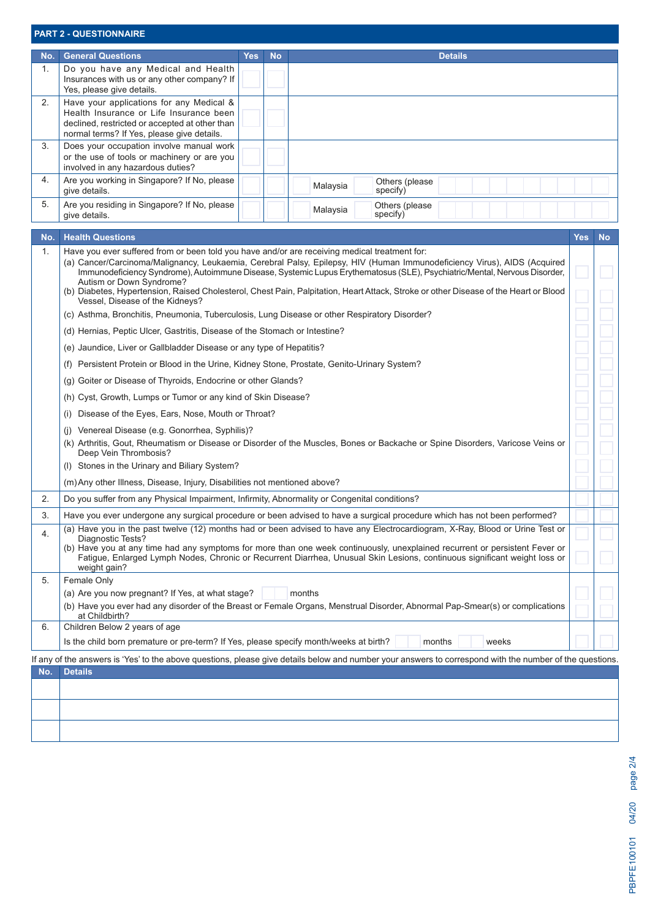## PART 2 - QUESTIONNAIRE

| No. | General Questions | Yes | No | Details |
|---|---|---|---|---|
| 1. | Do you have any Medical and Health Insurances with us or any other company? If Yes, please give details. | | | |
| 2. | Have your applications for any Medical & Health Insurance or Life Insurance been declined, restricted or accepted at other than normal terms? If Yes, please give details. | | | |
| 3. | Does your occupation involve manual work or the use of tools or machinery or are you involved in any hazardous duties? | | | |
| 4. | Are you working in Singapore? If No, please give details. | | | Malaysia / Others (please specify) |
| 5. | Are you residing in Singapore? If No, please give details. | | | Malaysia / Others (please specify) |

| No. | Health Questions | Yes | No |
|---|---|---|---|
| 1. | Have you ever suffered from or been told you have and/or are receiving medical treatment for: | | |
| | (a) Cancer/Carcinoma/Malignancy, Leukaemia, Cerebral Palsy, Epilepsy, HIV (Human Immunodeficiency Virus), AIDS (Acquired Immunodeficiency Syndrome), Autoimmune Disease, Systemic Lupus Erythematosus (SLE), Psychiatric/Mental, Nervous Disorder, Autism or Down Syndrome? | | |
| | (b) Diabetes, Hypertension, Raised Cholesterol, Chest Pain, Palpitation, Heart Attack, Stroke or other Disease of the Heart or Blood Vessel, Disease of the Kidneys? | | |
| | (c) Asthma, Bronchitis, Pneumonia, Tuberculosis, Lung Disease or other Respiratory Disorder? | | |
| | (d) Hernias, Peptic Ulcer, Gastritis, Disease of the Stomach or Intestine? | | |
| | (e) Jaundice, Liver or Gallbladder Disease or any type of Hepatitis? | | |
| | (f) Persistent Protein or Blood in the Urine, Kidney Stone, Prostate, Genito-Urinary System? | | |
| | (g) Goiter or Disease of Thyroids, Endocrine or other Glands? | | |
| | (h) Cyst, Growth, Lumps or Tumor or any kind of Skin Disease? | | |
| | (i) Disease of the Eyes, Ears, Nose, Mouth or Throat? | | |
| | (j) Venereal Disease (e.g. Gonorrhea, Syphilis)? | | |
| | (k) Arthritis, Gout, Rheumatism or Disease or Disorder of the Muscles, Bones or Backache or Spine Disorders, Varicose Veins or Deep Vein Thrombosis? | | |
| | (l) Stones in the Urinary and Biliary System? | | |
| | (m) Any other Illness, Disease, Injury, Disabilities not mentioned above? | | |
| 2. | Do you suffer from any Physical Impairment, Infirmity, Abnormality or Congenital conditions? | | |
| 3. | Have you ever undergone any surgical procedure or been advised to have a surgical procedure which has not been performed? | | |
| 4. | (a) Have you in the past twelve (12) months had or been advised to have any Electrocardiogram, X-Ray, Blood or Urine Test or Diagnostic Tests? | | |
| | (b) Have you at any time had any symptoms for more than one week continuously, unexplained recurrent or persistent Fever or Fatigue, Enlarged Lymph Nodes, Chronic or Recurrent Diarrhea, Unusual Skin Lesions, continuous significant weight loss or weight gain? | | |
| 5. | Female Only | | |
| | (a) Are you now pregnant? If Yes, at what stage? ____ months | | |
| | (b) Have you ever had any disorder of the Breast or Female Organs, Menstrual Disorder, Abnormal Pap-Smear(s) or complications at Childbirth? | | |
| 6. | Children Below 2 years of age | | |
| | Is the child born premature or pre-term? If Yes, please specify month/weeks at birth? ____ months ____ weeks | | |

If any of the answers is 'Yes' to the above questions, please give details below and number your answers to correspond with the number of the questions.

| No. | Details |
|---|---|
| | |
| | |
| | |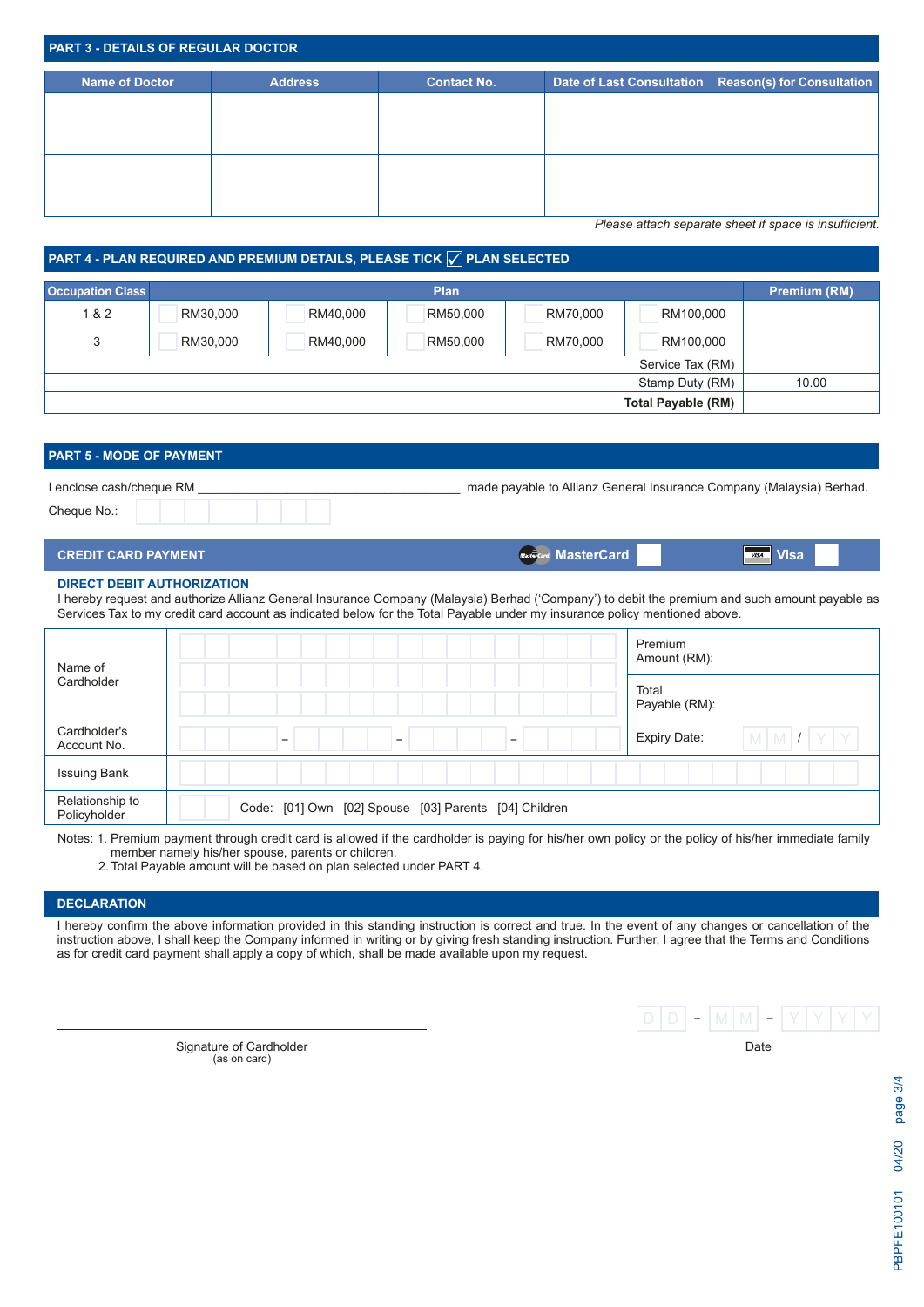## PART 3 - DETAILS OF REGULAR DOCTOR

| Name of Doctor | Address | Contact No. | Date of Last Consultation | Reason(s) for Consultation |
|---|---|---|---|---|
| | | | | |
| | | | | |

*Please attach separate sheet if space is insufficient.*

## PART 4 - PLAN REQUIRED AND PREMIUM DETAILS, PLEASE TICK ☑ PLAN SELECTED

| Occupation Class | Plan | | | | | Premium (RM) |
|---|---|---|---|---|---|---|
| 1 & 2 | ☐ RM30,000 | ☐ RM40,000 | ☐ RM50,000 | ☐ RM70,000 | ☐ RM100,000 | |
| 3 | ☐ RM30,000 | ☐ RM40,000 | ☐ RM50,000 | ☐ RM70,000 | ☐ RM100,000 | |
| | | | | | Service Tax (RM) | |
| | | | | | Stamp Duty (RM) | 10.00 |
| | | | | | **Total Payable (RM)** | |

## PART 5 - MODE OF PAYMENT

I enclose cash/cheque RM ____________________ made payable to Allianz General Insurance Company (Malaysia) Berhad.

Cheque No.: ☐☐☐☐☐☐☐☐

### CREDIT CARD PAYMENT

MasterCard ☐ Visa ☐

**DIRECT DEBIT AUTHORIZATION**

I hereby request and authorize Allianz General Insurance Company (Malaysia) Berhad ('Company') to debit the premium and such amount payable as Services Tax to my credit card account as indicated below for the Total Payable under my insurance policy mentioned above.

| | | |
|---|---|---|
| Name of Cardholder | | Premium Amount (RM): |
| | | Total Payable (RM): |
| Cardholder's Account No. | ☐☐☐☐ – ☐☐☐☐ – ☐☐☐☐ – ☐☐☐☐ | Expiry Date: MM / YY |
| Issuing Bank | | |
| Relationship to Policyholder | ☐☐ Code: [01] Own [02] Spouse [03] Parents [04] Children | |

Notes: 1. Premium payment through credit card is allowed if the cardholder is paying for his/her own policy or the policy of his/her immediate family member namely his/her spouse, parents or children.
2. Total Payable amount will be based on plan selected under PART 4.

## DECLARATION

I hereby confirm the above information provided in this standing instruction is correct and true. In the event of any changes or cancellation of the instruction above, I shall keep the Company informed in writing or by giving fresh standing instruction. Further, I agree that the Terms and Conditions as for credit card payment shall apply a copy of which, shall be made available upon my request.

____________________________________
Signature of Cardholder
(as on card)

DD – MM – YYYY
Date

PBPFE100101 04/20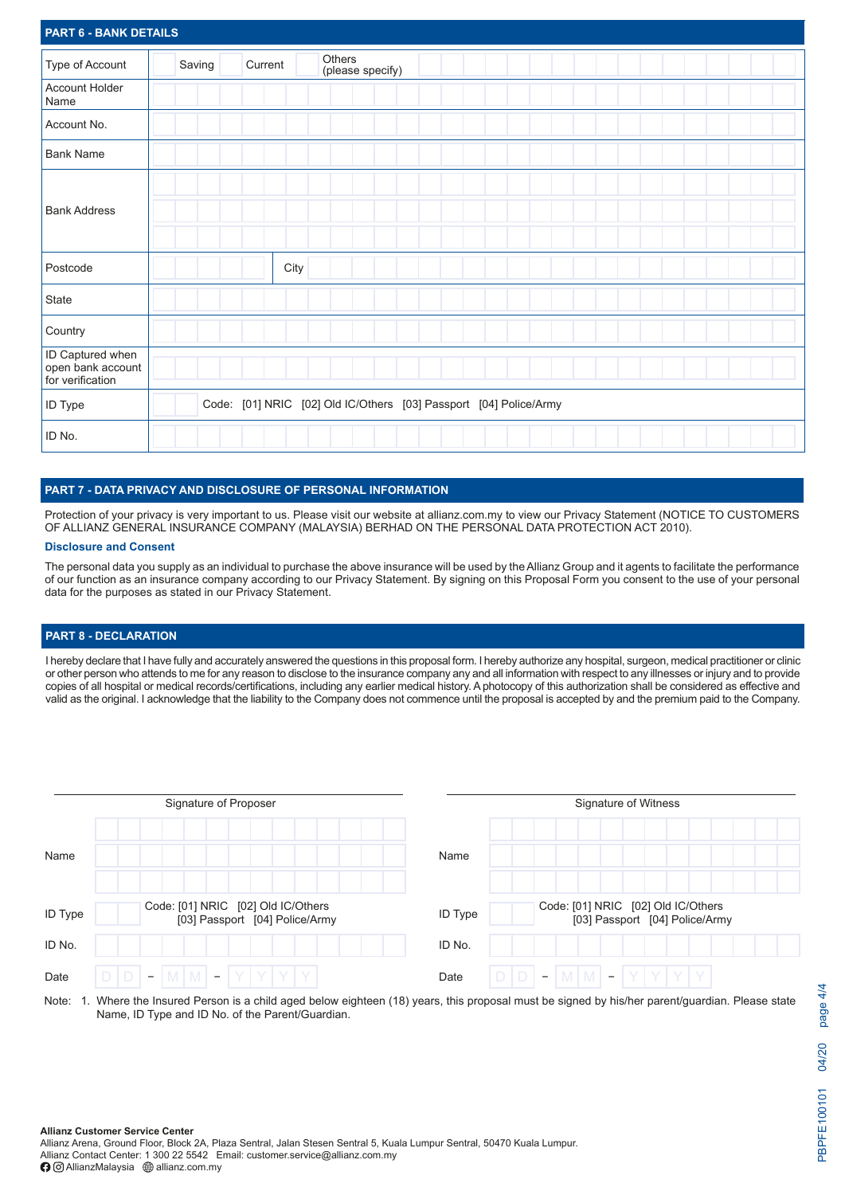## PART 6 - BANK DETAILS

| | |
|---|---|
| Type of Account | ☐ Saving ☐ Current ☐ Others (please specify) |
| Account Holder Name | |
| Account No. | |
| Bank Name | |
| Bank Address | |
| Postcode | City |
| State | |
| Country | |
| ID Captured when open bank account for verification | |
| ID Type | Code: [01] NRIC [02] Old IC/Others [03] Passport [04] Police/Army |
| ID No. | |

## PART 7 - DATA PRIVACY AND DISCLOSURE OF PERSONAL INFORMATION

Protection of your privacy is very important to us. Please visit our website at allianz.com.my to view our Privacy Statement (NOTICE TO CUSTOMERS OF ALLIANZ GENERAL INSURANCE COMPANY (MALAYSIA) BERHAD ON THE PERSONAL DATA PROTECTION ACT 2010).

**Disclosure and Consent**

The personal data you supply as an individual to purchase the above insurance will be used by the Allianz Group and it agents to facilitate the performance of our function as an insurance company according to our Privacy Statement. By signing on this Proposal Form you consent to the use of your personal data for the purposes as stated in our Privacy Statement.

## PART 8 - DECLARATION

I hereby declare that I have fully and accurately answered the questions in this proposal form. I hereby authorize any hospital, surgeon, medical practitioner or clinic or other person who attends to me for any reason to disclose to the insurance company any and all information with respect to any illnesses or injury and to provide copies of all hospital or medical records/certifications, including any earlier medical history. A photocopy of this authorization shall be considered as effective and valid as the original. I acknowledge that the liability to the Company does not commence until the proposal is accepted by and the premium paid to the Company.

| Signature of Proposer | | Signature of Witness | |
|---|---|---|---|
| Name | | Name | |
| ID Type | Code: [01] NRIC [02] Old IC/Others [03] Passport [04] Police/Army | ID Type | Code: [01] NRIC [02] Old IC/Others [03] Passport [04] Police/Army |
| ID No. | | ID No. | |
| Date | DD - MM - YYYY | Date | DD - MM - YYYY |

Note: 1. Where the Insured Person is a child aged below eighteen (18) years, this proposal must be signed by his/her parent/guardian. Please state Name, ID Type and ID No. of the Parent/Guardian.

**Allianz Customer Service Center**
Allianz Arena, Ground Floor, Block 2A, Plaza Sentral, Jalan Stesen Sentral 5, Kuala Lumpur Sentral, 50470 Kuala Lumpur.
Allianz Contact Center: 1 300 22 5542 Email: customer.service@allianz.com.my
AllianzMalaysia allianz.com.my

PBPFE100101 04/20